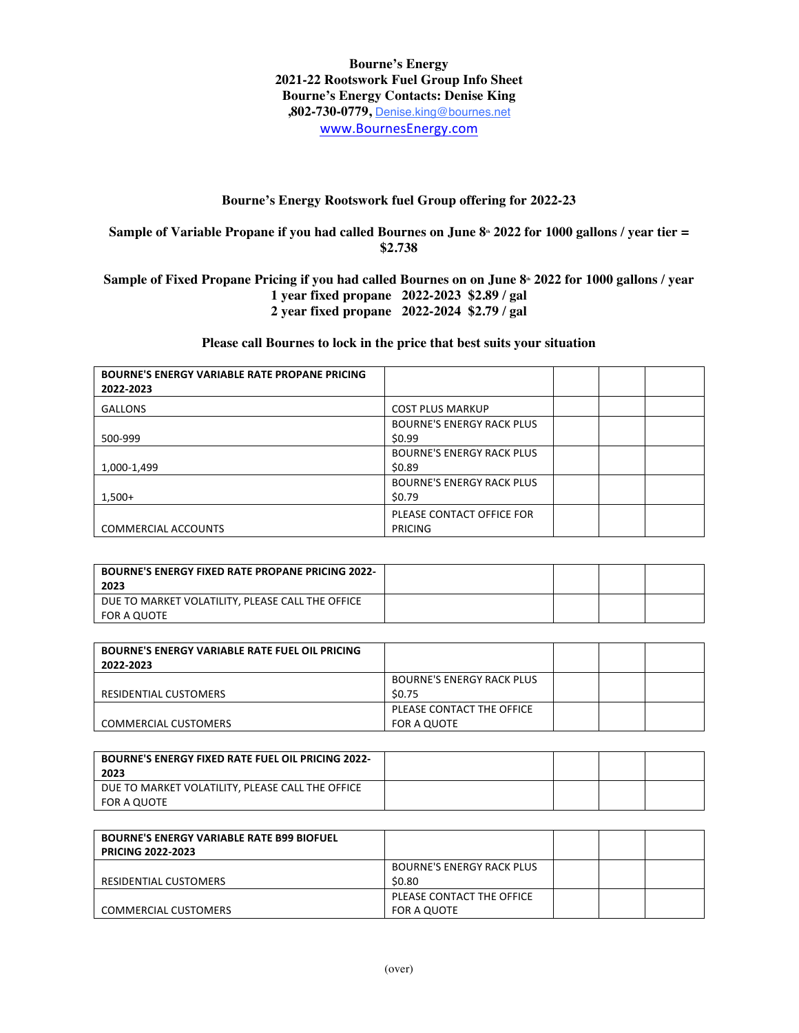**Bourne's Energy**
**2021-22 Rootswork Fuel Group Info Sheet**
**Bourne's Energy Contacts: Denise King**
**,802-730-0779,** Denise.king@bournes.net
www.BournesEnergy.com

**Bourne's Energy Rootswork fuel Group offering for 2022-23**

**Sample of Variable Propane if you had called Bournes on June 8th 2022 for 1000 gallons / year tier = $2.738**

**Sample of Fixed Propane Pricing if you had called Bournes on on June 8th 2022 for 1000 gallons / year**
**1 year fixed propane 2022-2023 $2.89 / gal**
**2 year fixed propane 2022-2024 $2.79 / gal**

**Please call Bournes to lock in the price that best suits your situation**

| BOURNE'S ENERGY VARIABLE RATE PROPANE PRICING 2022-2023 | | | | |
|---|---|---|---|---|
| GALLONS | COST PLUS MARKUP | | | |
| 500-999 | BOURNE'S ENERGY RACK PLUS $0.99 | | | |
| 1,000-1,499 | BOURNE'S ENERGY RACK PLUS $0.89 | | | |
| 1,500+ | BOURNE'S ENERGY RACK PLUS $0.79 | | | |
| COMMERCIAL ACCOUNTS | PLEASE CONTACT OFFICE FOR PRICING | | | |

| BOURNE'S ENERGY FIXED RATE PROPANE PRICING 2022-2023 | | | | |
|---|---|---|---|---|
| DUE TO MARKET VOLATILITY, PLEASE CALL THE OFFICE FOR A QUOTE | | | | |

| BOURNE'S ENERGY VARIABLE RATE FUEL OIL PRICING 2022-2023 | | | | |
|---|---|---|---|---|
| RESIDENTIAL CUSTOMERS | BOURNE'S ENERGY RACK PLUS $0.75 | | | |
| COMMERCIAL CUSTOMERS | PLEASE CONTACT THE OFFICE FOR A QUOTE | | | |

| BOURNE'S ENERGY FIXED RATE FUEL OIL PRICING 2022-2023 | | | | |
|---|---|---|---|---|
| DUE TO MARKET VOLATILITY, PLEASE CALL THE OFFICE FOR A QUOTE | | | | |

| BOURNE'S ENERGY VARIABLE RATE B99 BIOFUEL PRICING 2022-2023 | | | | |
|---|---|---|---|---|
| RESIDENTIAL CUSTOMERS | BOURNE'S ENERGY RACK PLUS $0.80 | | | |
| COMMERCIAL CUSTOMERS | PLEASE CONTACT THE OFFICE FOR A QUOTE | | | |

(over)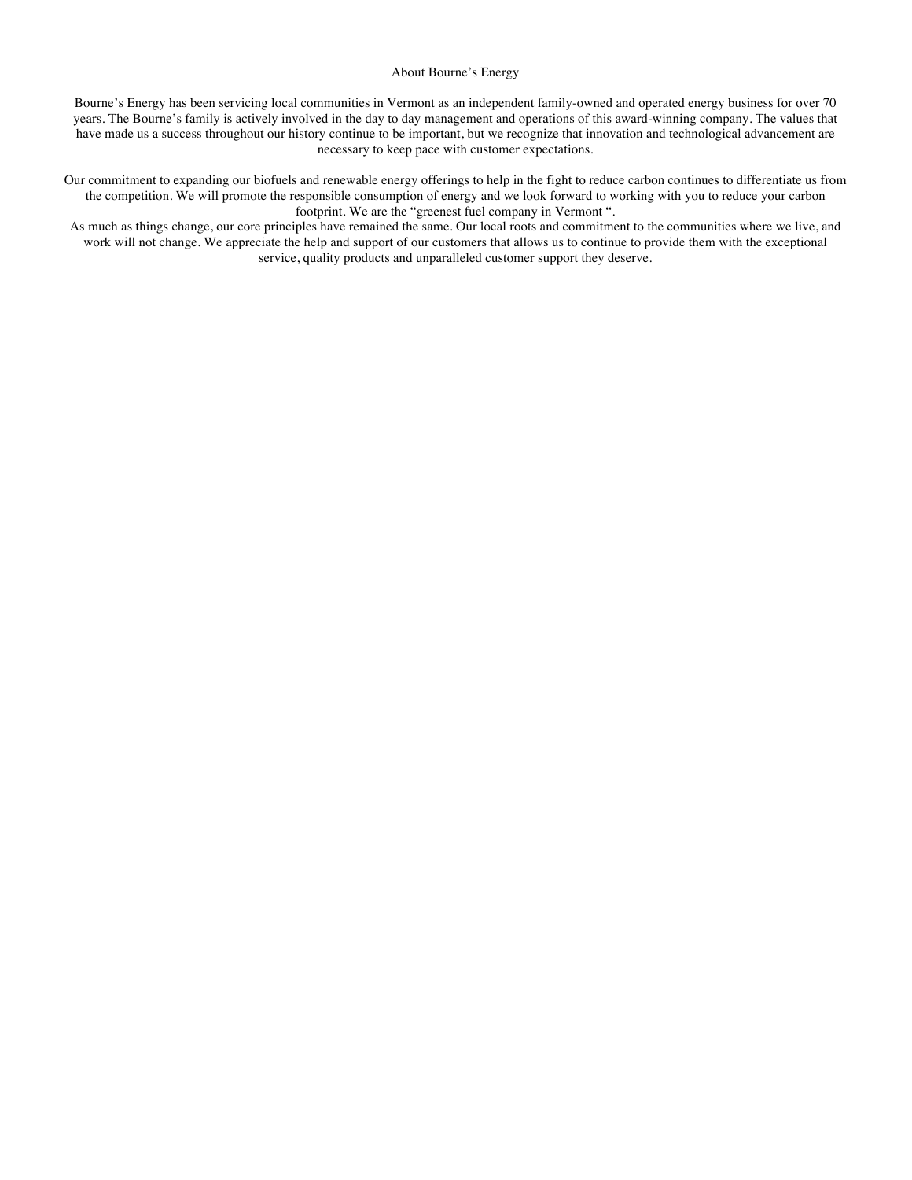# About Bourne's Energy

Bourne's Energy has been servicing local communities in Vermont as an independent family-owned and operated energy business for over 70 years. The Bourne's family is actively involved in the day to day management and operations of this award-winning company. The values that have made us a success throughout our history continue to be important, but we recognize that innovation and technological advancement are necessary to keep pace with customer expectations.

Our commitment to expanding our biofuels and renewable energy offerings to help in the fight to reduce carbon continues to differentiate us from the competition. We will promote the responsible consumption of energy and we look forward to working with you to reduce your carbon footprint. We are the "greenest fuel company in Vermont ".
As much as things change, our core principles have remained the same. Our local roots and commitment to the communities where we live, and work will not change. We appreciate the help and support of our customers that allows us to continue to provide them with the exceptional service, quality products and unparalleled customer support they deserve.